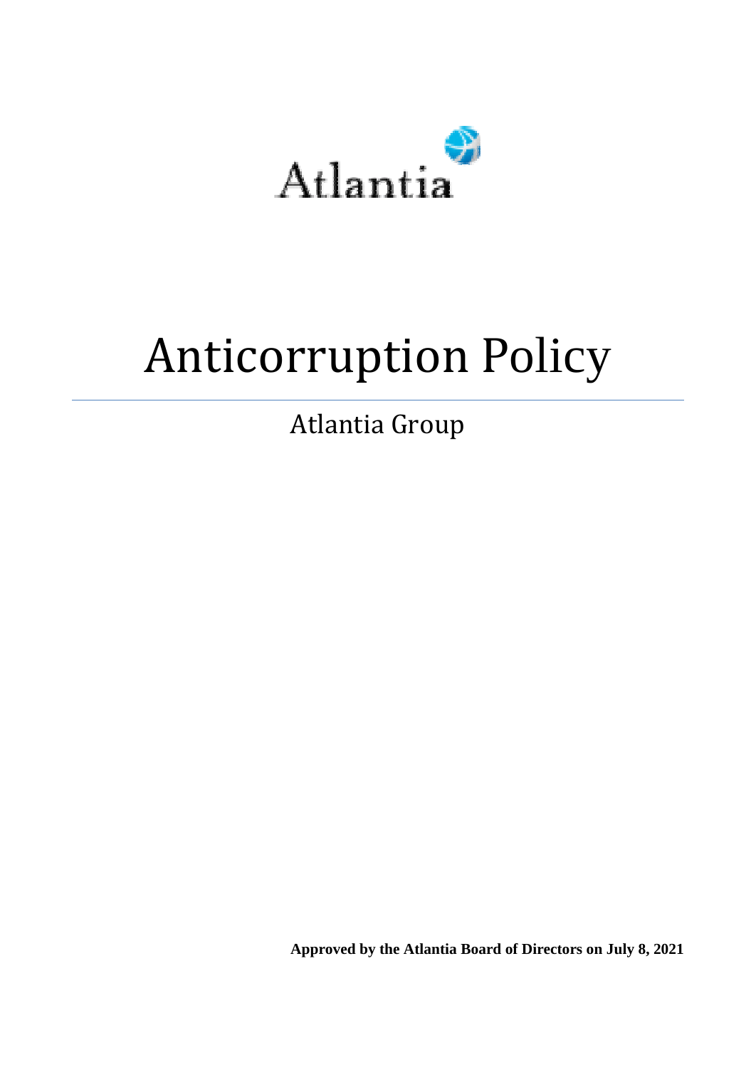Atlantia

# Anticorruption Policy

## Atlantia Group

**Approved by the Atlantia Board of Directors on July 8, 2021**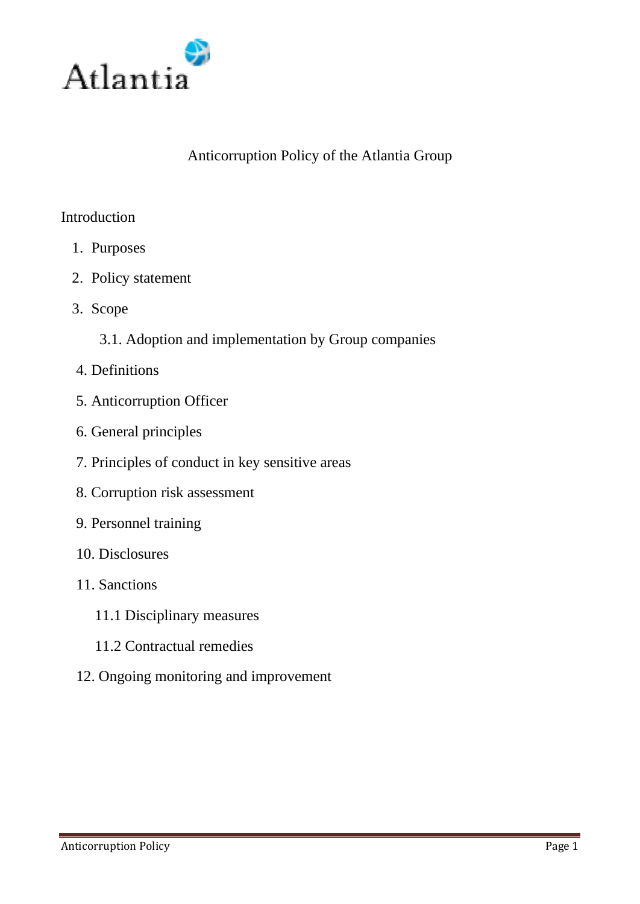Atlantia

# Anticorruption Policy of the Atlantia Group

Introduction

1. Purposes
2. Policy statement
3. Scope
    - 3.1. Adoption and implementation by Group companies
4. Definitions
5. Anticorruption Officer
6. General principles
7. Principles of conduct in key sensitive areas
8. Corruption risk assessment
9. Personnel training
10. Disclosures
11. Sanctions
    - 11.1 Disciplinary measures
    - 11.2 Contractual remedies
12. Ongoing monitoring and improvement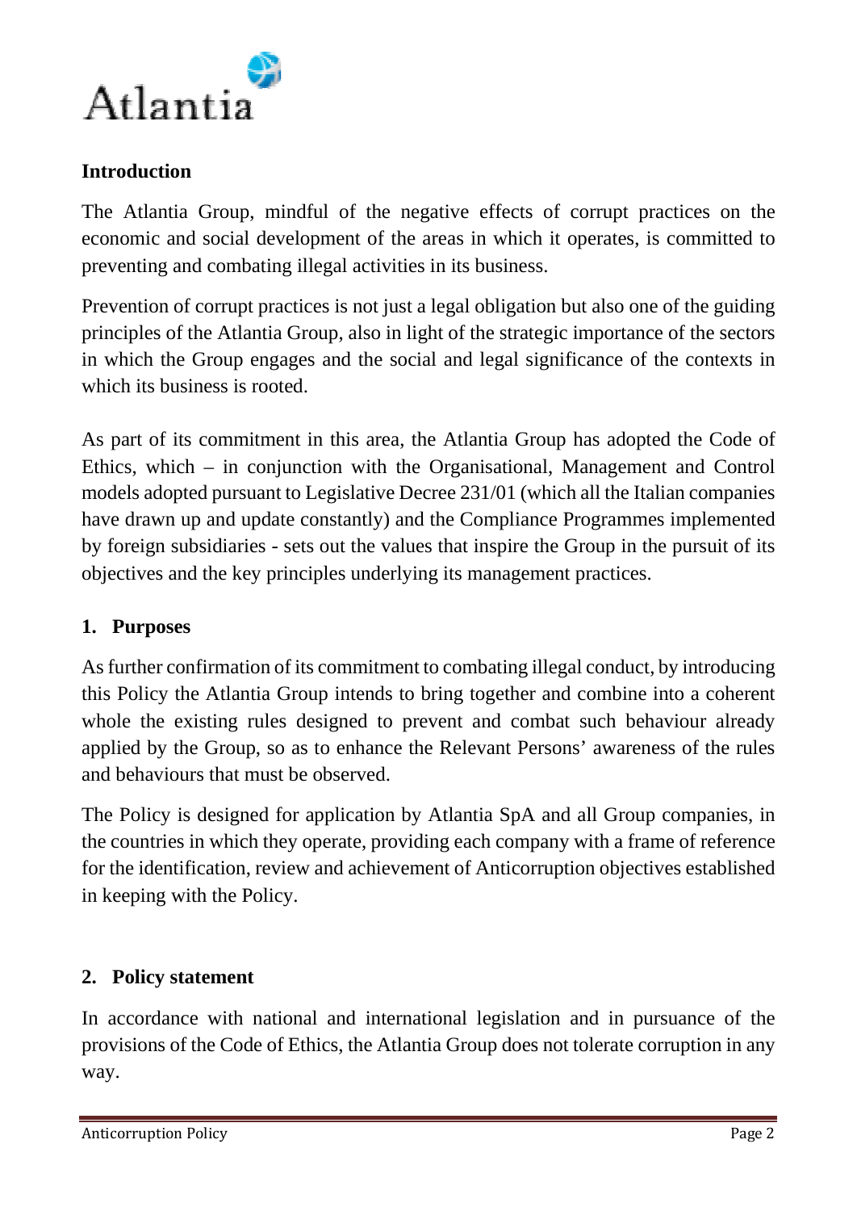## Introduction

The Atlantia Group, mindful of the negative effects of corrupt practices on the economic and social development of the areas in which it operates, is committed to preventing and combating illegal activities in its business.

Prevention of corrupt practices is not just a legal obligation but also one of the guiding principles of the Atlantia Group, also in light of the strategic importance of the sectors in which the Group engages and the social and legal significance of the contexts in which its business is rooted.

As part of its commitment in this area, the Atlantia Group has adopted the Code of Ethics, which – in conjunction with the Organisational, Management and Control models adopted pursuant to Legislative Decree 231/01 (which all the Italian companies have drawn up and update constantly) and the Compliance Programmes implemented by foreign subsidiaries - sets out the values that inspire the Group in the pursuit of its objectives and the key principles underlying its management practices.

## 1. Purposes

As further confirmation of its commitment to combating illegal conduct, by introducing this Policy the Atlantia Group intends to bring together and combine into a coherent whole the existing rules designed to prevent and combat such behaviour already applied by the Group, so as to enhance the Relevant Persons' awareness of the rules and behaviours that must be observed.

The Policy is designed for application by Atlantia SpA and all Group companies, in the countries in which they operate, providing each company with a frame of reference for the identification, review and achievement of Anticorruption objectives established in keeping with the Policy.

## 2. Policy statement

In accordance with national and international legislation and in pursuance of the provisions of the Code of Ethics, the Atlantia Group does not tolerate corruption in any way.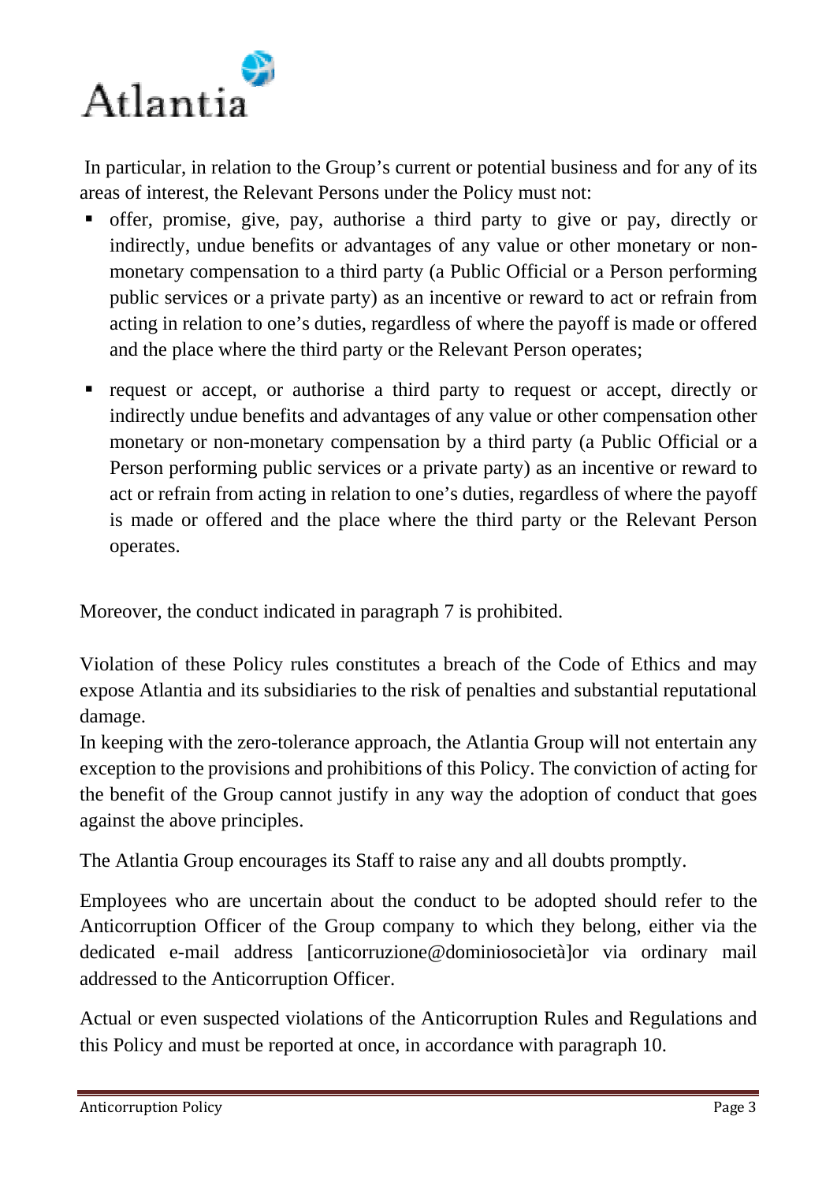In particular, in relation to the Group's current or potential business and for any of its areas of interest, the Relevant Persons under the Policy must not:

- offer, promise, give, pay, authorise a third party to give or pay, directly or indirectly, undue benefits or advantages of any value or other monetary or non-monetary compensation to a third party (a Public Official or a Person performing public services or a private party) as an incentive or reward to act or refrain from acting in relation to one's duties, regardless of where the payoff is made or offered and the place where the third party or the Relevant Person operates;
- request or accept, or authorise a third party to request or accept, directly or indirectly undue benefits and advantages of any value or other compensation other monetary or non-monetary compensation by a third party (a Public Official or a Person performing public services or a private party) as an incentive or reward to act or refrain from acting in relation to one's duties, regardless of where the payoff is made or offered and the place where the third party or the Relevant Person operates.

Moreover, the conduct indicated in paragraph 7 is prohibited.

Violation of these Policy rules constitutes a breach of the Code of Ethics and may expose Atlantia and its subsidiaries to the risk of penalties and substantial reputational damage.

In keeping with the zero-tolerance approach, the Atlantia Group will not entertain any exception to the provisions and prohibitions of this Policy. The conviction of acting for the benefit of the Group cannot justify in any way the adoption of conduct that goes against the above principles.

The Atlantia Group encourages its Staff to raise any and all doubts promptly.

Employees who are uncertain about the conduct to be adopted should refer to the Anticorruption Officer of the Group company to which they belong, either via the dedicated e-mail address [anticorruzione@dominiosocietà]or via ordinary mail addressed to the Anticorruption Officer.

Actual or even suspected violations of the Anticorruption Rules and Regulations and this Policy and must be reported at once, in accordance with paragraph 10.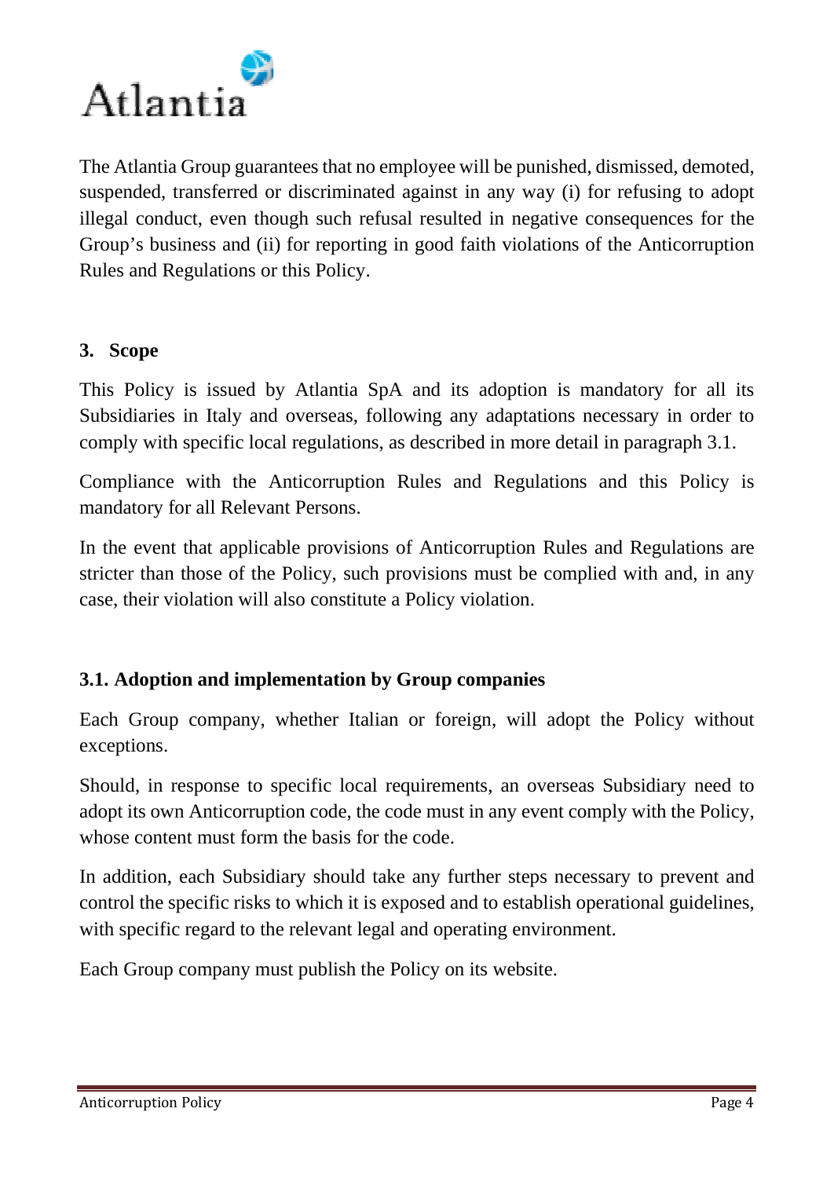The Atlantia Group guarantees that no employee will be punished, dismissed, demoted, suspended, transferred or discriminated against in any way (i) for refusing to adopt illegal conduct, even though such refusal resulted in negative consequences for the Group's business and (ii) for reporting in good faith violations of the Anticorruption Rules and Regulations or this Policy.

## 3. Scope

This Policy is issued by Atlantia SpA and its adoption is mandatory for all its Subsidiaries in Italy and overseas, following any adaptations necessary in order to comply with specific local regulations, as described in more detail in paragraph 3.1.

Compliance with the Anticorruption Rules and Regulations and this Policy is mandatory for all Relevant Persons.

In the event that applicable provisions of Anticorruption Rules and Regulations are stricter than those of the Policy, such provisions must be complied with and, in any case, their violation will also constitute a Policy violation.

### 3.1. Adoption and implementation by Group companies

Each Group company, whether Italian or foreign, will adopt the Policy without exceptions.

Should, in response to specific local requirements, an overseas Subsidiary need to adopt its own Anticorruption code, the code must in any event comply with the Policy, whose content must form the basis for the code.

In addition, each Subsidiary should take any further steps necessary to prevent and control the specific risks to which it is exposed and to establish operational guidelines, with specific regard to the relevant legal and operating environment.

Each Group company must publish the Policy on its website.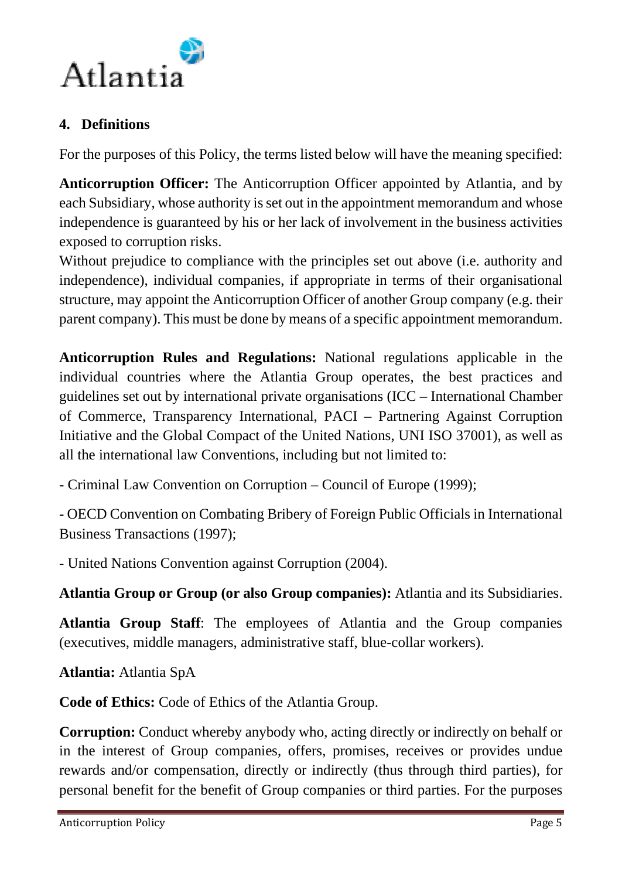## 4. Definitions

For the purposes of this Policy, the terms listed below will have the meaning specified:

**Anticorruption Officer:** The Anticorruption Officer appointed by Atlantia, and by each Subsidiary, whose authority is set out in the appointment memorandum and whose independence is guaranteed by his or her lack of involvement in the business activities exposed to corruption risks.
Without prejudice to compliance with the principles set out above (i.e. authority and independence), individual companies, if appropriate in terms of their organisational structure, may appoint the Anticorruption Officer of another Group company (e.g. their parent company). This must be done by means of a specific appointment memorandum.

**Anticorruption Rules and Regulations:** National regulations applicable in the individual countries where the Atlantia Group operates, the best practices and guidelines set out by international private organisations (ICC – International Chamber of Commerce, Transparency International, PACI – Partnering Against Corruption Initiative and the Global Compact of the United Nations, UNI ISO 37001), as well as all the international law Conventions, including but not limited to:

- Criminal Law Convention on Corruption – Council of Europe (1999);

- OECD Convention on Combating Bribery of Foreign Public Officials in International Business Transactions (1997);

- United Nations Convention against Corruption (2004).

**Atlantia Group or Group (or also Group companies):** Atlantia and its Subsidiaries.

**Atlantia Group Staff**: The employees of Atlantia and the Group companies (executives, middle managers, administrative staff, blue-collar workers).

**Atlantia:** Atlantia SpA

**Code of Ethics:** Code of Ethics of the Atlantia Group.

**Corruption:** Conduct whereby anybody who, acting directly or indirectly on behalf or in the interest of Group companies, offers, promises, receives or provides undue rewards and/or compensation, directly or indirectly (thus through third parties), for personal benefit for the benefit of Group companies or third parties. For the purposes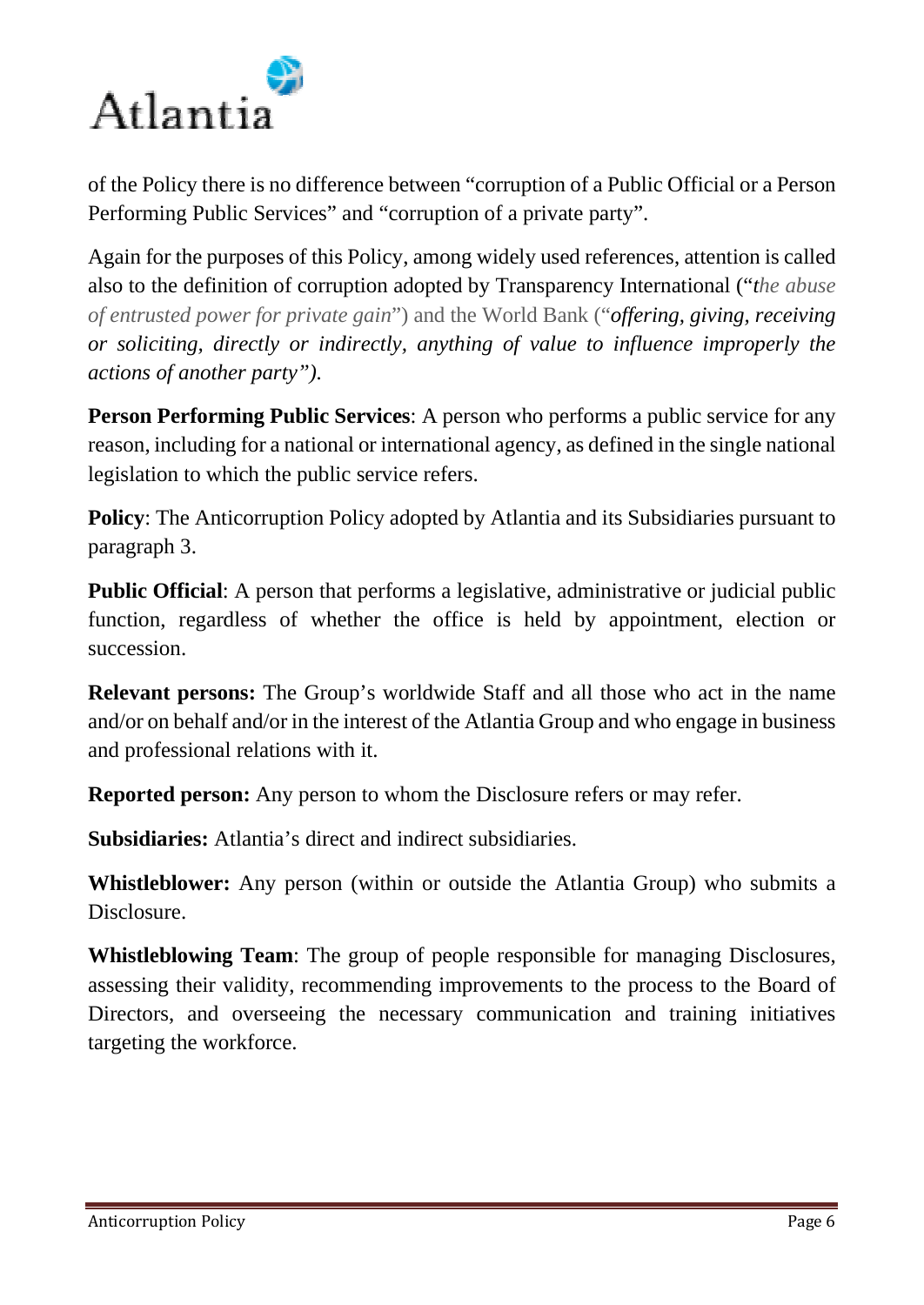of the Policy there is no difference between "corruption of a Public Official or a Person Performing Public Services" and "corruption of a private party".

Again for the purposes of this Policy, among widely used references, attention is called also to the definition of corruption adopted by Transparency International ("*the abuse of entrusted power for private gain*") and the World Bank ("***offering, giving, receiving or soliciting, directly or indirectly, anything of value to influence improperly the actions of another party").***

**Person Performing Public Services**: A person who performs a public service for any reason, including for a national or international agency, as defined in the single national legislation to which the public service refers.

**Policy**: The Anticorruption Policy adopted by Atlantia and its Subsidiaries pursuant to paragraph 3.

**Public Official**: A person that performs a legislative, administrative or judicial public function, regardless of whether the office is held by appointment, election or succession.

**Relevant persons:** The Group's worldwide Staff and all those who act in the name and/or on behalf and/or in the interest of the Atlantia Group and who engage in business and professional relations with it.

**Reported person:** Any person to whom the Disclosure refers or may refer.

**Subsidiaries:** Atlantia's direct and indirect subsidiaries.

**Whistleblower:** Any person (within or outside the Atlantia Group) who submits a Disclosure.

**Whistleblowing Team**: The group of people responsible for managing Disclosures, assessing their validity, recommending improvements to the process to the Board of Directors, and overseeing the necessary communication and training initiatives targeting the workforce.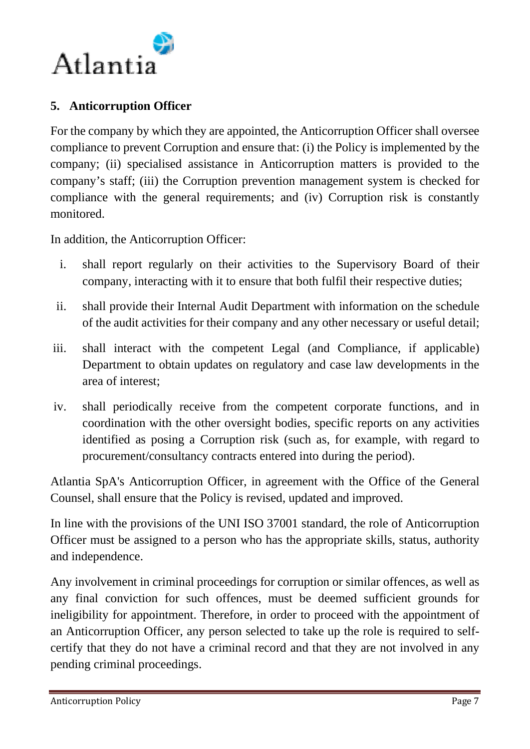## 5. Anticorruption Officer

For the company by which they are appointed, the Anticorruption Officer shall oversee compliance to prevent Corruption and ensure that: (i) the Policy is implemented by the company; (ii) specialised assistance in Anticorruption matters is provided to the company's staff; (iii) the Corruption prevention management system is checked for compliance with the general requirements; and (iv) Corruption risk is constantly monitored.

In addition, the Anticorruption Officer:

i. shall report regularly on their activities to the Supervisory Board of their company, interacting with it to ensure that both fulfil their respective duties;

ii. shall provide their Internal Audit Department with information on the schedule of the audit activities for their company and any other necessary or useful detail;

iii. shall interact with the competent Legal (and Compliance, if applicable) Department to obtain updates on regulatory and case law developments in the area of interest;

iv. shall periodically receive from the competent corporate functions, and in coordination with the other oversight bodies, specific reports on any activities identified as posing a Corruption risk (such as, for example, with regard to procurement/consultancy contracts entered into during the period).

Atlantia SpA's Anticorruption Officer, in agreement with the Office of the General Counsel, shall ensure that the Policy is revised, updated and improved.

In line with the provisions of the UNI ISO 37001 standard, the role of Anticorruption Officer must be assigned to a person who has the appropriate skills, status, authority and independence.

Any involvement in criminal proceedings for corruption or similar offences, as well as any final conviction for such offences, must be deemed sufficient grounds for ineligibility for appointment. Therefore, in order to proceed with the appointment of an Anticorruption Officer, any person selected to take up the role is required to self-certify that they do not have a criminal record and that they are not involved in any pending criminal proceedings.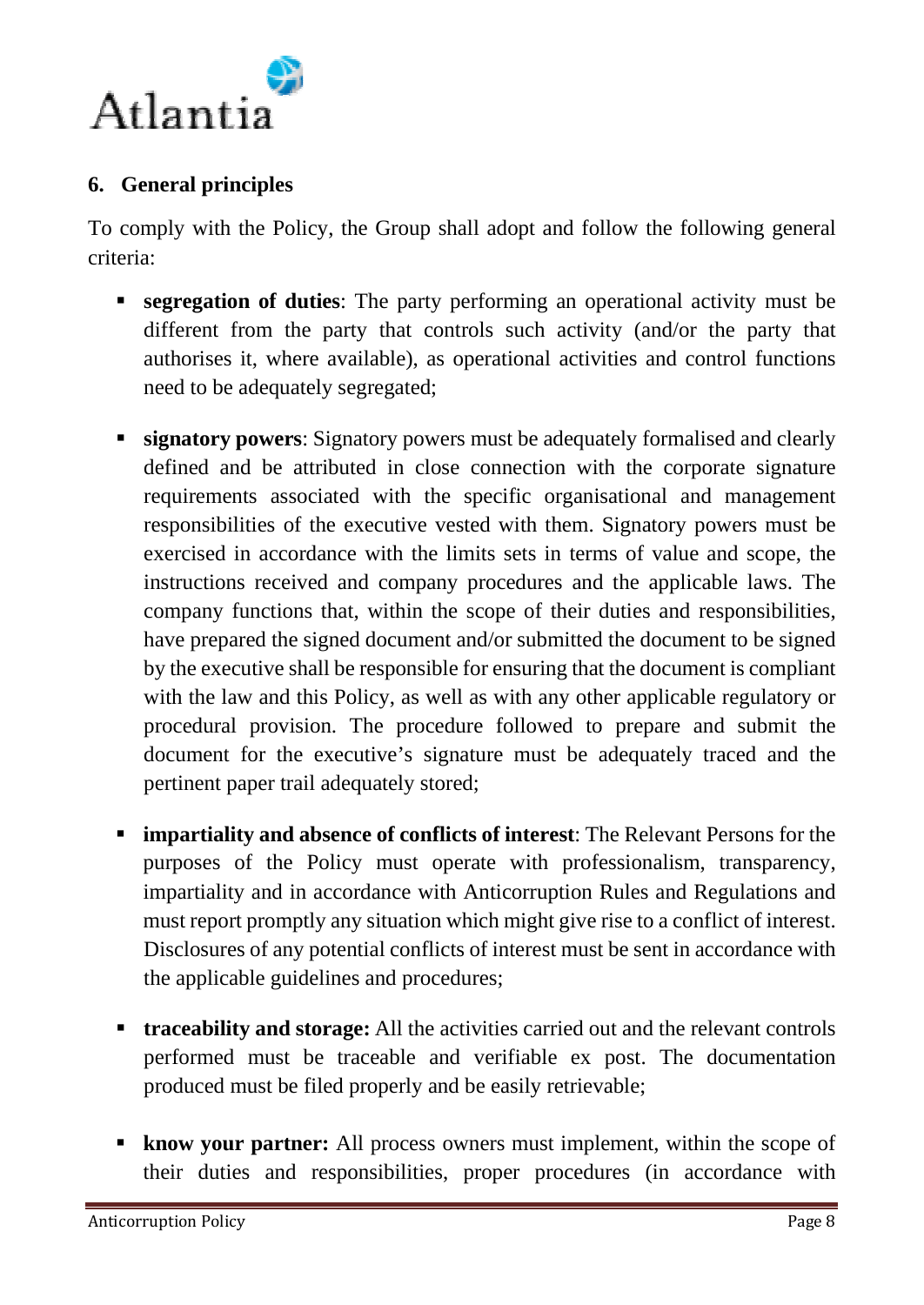## 6. General principles

To comply with the Policy, the Group shall adopt and follow the following general criteria:

- **segregation of duties**: The party performing an operational activity must be different from the party that controls such activity (and/or the party that authorises it, where available), as operational activities and control functions need to be adequately segregated;
- **signatory powers**: Signatory powers must be adequately formalised and clearly defined and be attributed in close connection with the corporate signature requirements associated with the specific organisational and management responsibilities of the executive vested with them. Signatory powers must be exercised in accordance with the limits sets in terms of value and scope, the instructions received and company procedures and the applicable laws. The company functions that, within the scope of their duties and responsibilities, have prepared the signed document and/or submitted the document to be signed by the executive shall be responsible for ensuring that the document is compliant with the law and this Policy, as well as with any other applicable regulatory or procedural provision. The procedure followed to prepare and submit the document for the executive's signature must be adequately traced and the pertinent paper trail adequately stored;
- **impartiality and absence of conflicts of interest**: The Relevant Persons for the purposes of the Policy must operate with professionalism, transparency, impartiality and in accordance with Anticorruption Rules and Regulations and must report promptly any situation which might give rise to a conflict of interest. Disclosures of any potential conflicts of interest must be sent in accordance with the applicable guidelines and procedures;
- **traceability and storage:** All the activities carried out and the relevant controls performed must be traceable and verifiable ex post. The documentation produced must be filed properly and be easily retrievable;
- **know your partner:** All process owners must implement, within the scope of their duties and responsibilities, proper procedures (in accordance with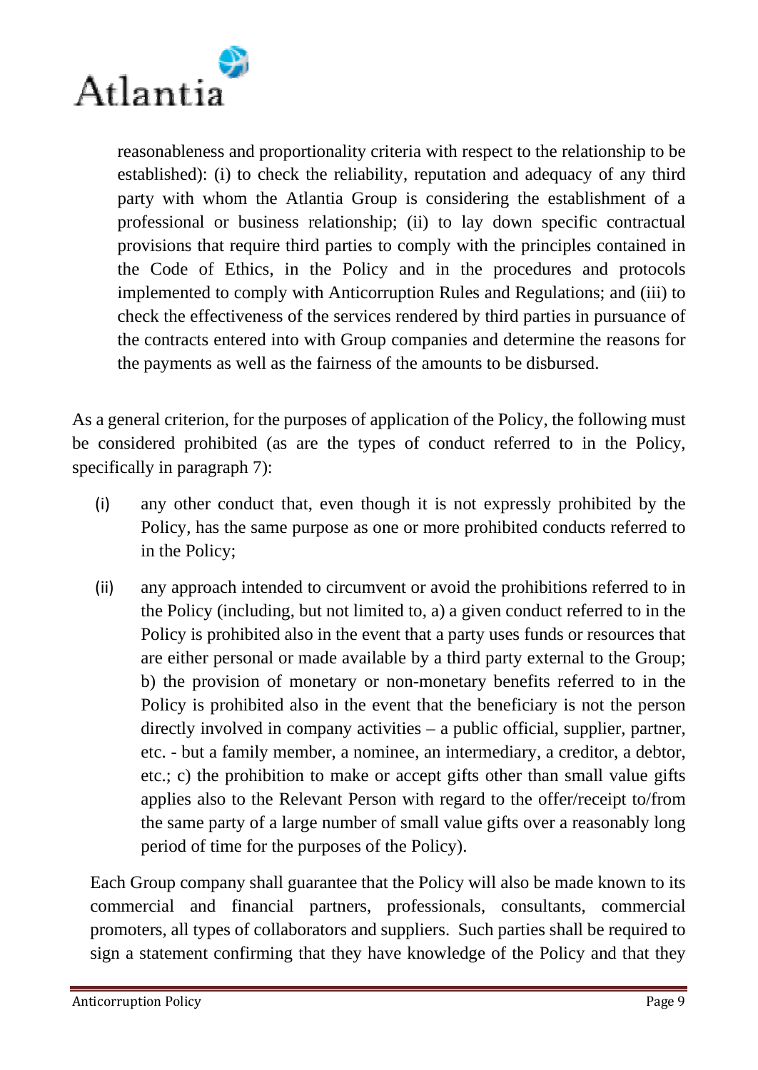reasonableness and proportionality criteria with respect to the relationship to be established): (i) to check the reliability, reputation and adequacy of any third party with whom the Atlantia Group is considering the establishment of a professional or business relationship; (ii) to lay down specific contractual provisions that require third parties to comply with the principles contained in the Code of Ethics, in the Policy and in the procedures and protocols implemented to comply with Anticorruption Rules and Regulations; and (iii) to check the effectiveness of the services rendered by third parties in pursuance of the contracts entered into with Group companies and determine the reasons for the payments as well as the fairness of the amounts to be disbursed.

As a general criterion, for the purposes of application of the Policy, the following must be considered prohibited (as are the types of conduct referred to in the Policy, specifically in paragraph 7):

(i) any other conduct that, even though it is not expressly prohibited by the Policy, has the same purpose as one or more prohibited conducts referred to in the Policy;

(ii) any approach intended to circumvent or avoid the prohibitions referred to in the Policy (including, but not limited to, a) a given conduct referred to in the Policy is prohibited also in the event that a party uses funds or resources that are either personal or made available by a third party external to the Group; b) the provision of monetary or non-monetary benefits referred to in the Policy is prohibited also in the event that the beneficiary is not the person directly involved in company activities – a public official, supplier, partner, etc. - but a family member, a nominee, an intermediary, a creditor, a debtor, etc.; c) the prohibition to make or accept gifts other than small value gifts applies also to the Relevant Person with regard to the offer/receipt to/from the same party of a large number of small value gifts over a reasonably long period of time for the purposes of the Policy).

Each Group company shall guarantee that the Policy will also be made known to its commercial and financial partners, professionals, consultants, commercial promoters, all types of collaborators and suppliers. Such parties shall be required to sign a statement confirming that they have knowledge of the Policy and that they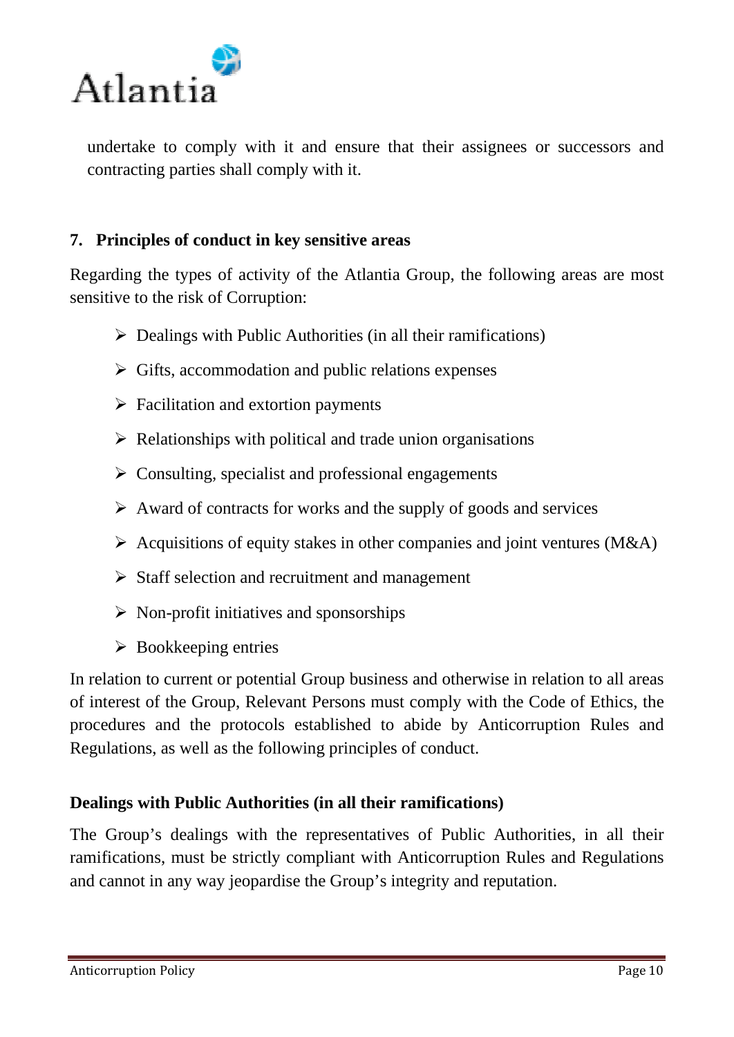undertake to comply with it and ensure that their assignees or successors and contracting parties shall comply with it.

## 7. Principles of conduct in key sensitive areas

Regarding the types of activity of the Atlantia Group, the following areas are most sensitive to the risk of Corruption:

- Dealings with Public Authorities (in all their ramifications)
- Gifts, accommodation and public relations expenses
- Facilitation and extortion payments
- Relationships with political and trade union organisations
- Consulting, specialist and professional engagements
- Award of contracts for works and the supply of goods and services
- Acquisitions of equity stakes in other companies and joint ventures (M&A)
- Staff selection and recruitment and management
- Non-profit initiatives and sponsorships
- Bookkeeping entries

In relation to current or potential Group business and otherwise in relation to all areas of interest of the Group, Relevant Persons must comply with the Code of Ethics, the procedures and the protocols established to abide by Anticorruption Rules and Regulations, as well as the following principles of conduct.

### Dealings with Public Authorities (in all their ramifications)

The Group's dealings with the representatives of Public Authorities, in all their ramifications, must be strictly compliant with Anticorruption Rules and Regulations and cannot in any way jeopardise the Group's integrity and reputation.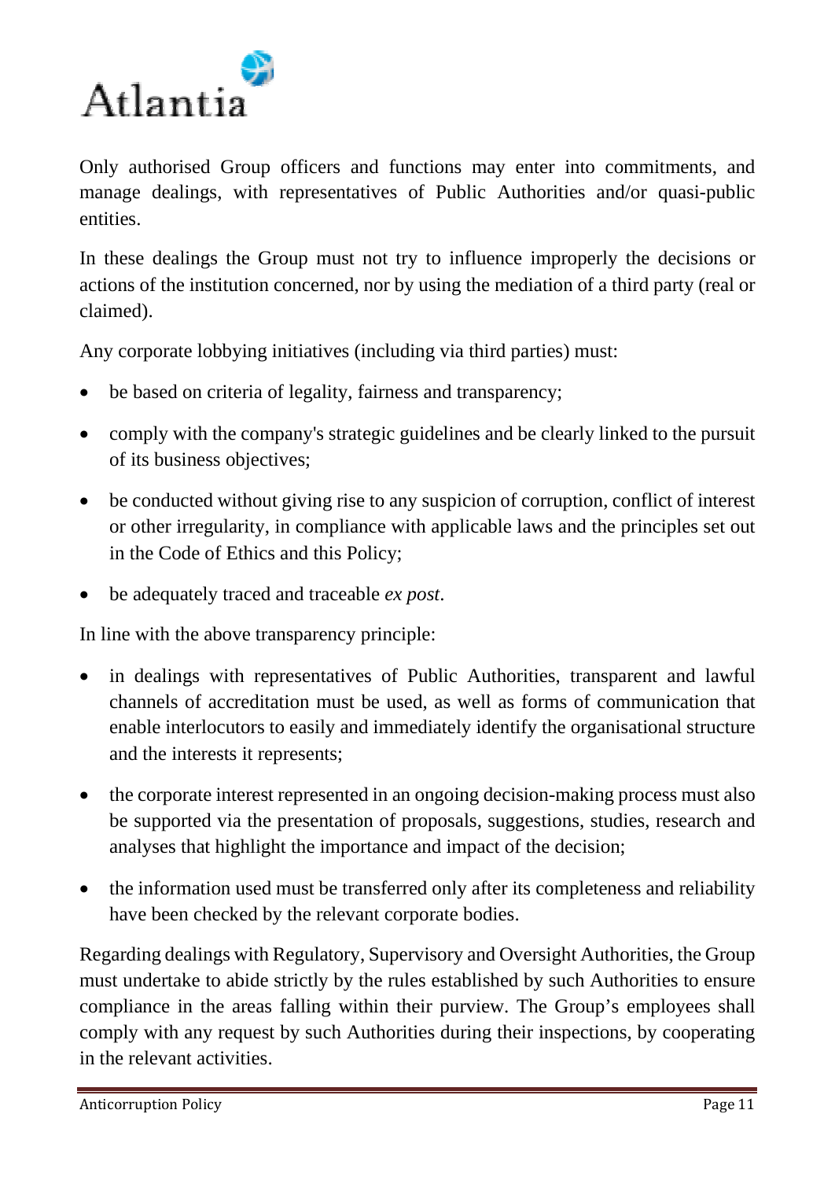Only authorised Group officers and functions may enter into commitments, and manage dealings, with representatives of Public Authorities and/or quasi-public entities.

In these dealings the Group must not try to influence improperly the decisions or actions of the institution concerned, nor by using the mediation of a third party (real or claimed).

Any corporate lobbying initiatives (including via third parties) must:

- be based on criteria of legality, fairness and transparency;
- comply with the company's strategic guidelines and be clearly linked to the pursuit of its business objectives;
- be conducted without giving rise to any suspicion of corruption, conflict of interest or other irregularity, in compliance with applicable laws and the principles set out in the Code of Ethics and this Policy;
- be adequately traced and traceable *ex post*.

In line with the above transparency principle:

- in dealings with representatives of Public Authorities, transparent and lawful channels of accreditation must be used, as well as forms of communication that enable interlocutors to easily and immediately identify the organisational structure and the interests it represents;
- the corporate interest represented in an ongoing decision-making process must also be supported via the presentation of proposals, suggestions, studies, research and analyses that highlight the importance and impact of the decision;
- the information used must be transferred only after its completeness and reliability have been checked by the relevant corporate bodies.

Regarding dealings with Regulatory, Supervisory and Oversight Authorities, the Group must undertake to abide strictly by the rules established by such Authorities to ensure compliance in the areas falling within their purview. The Group's employees shall comply with any request by such Authorities during their inspections, by cooperating in the relevant activities.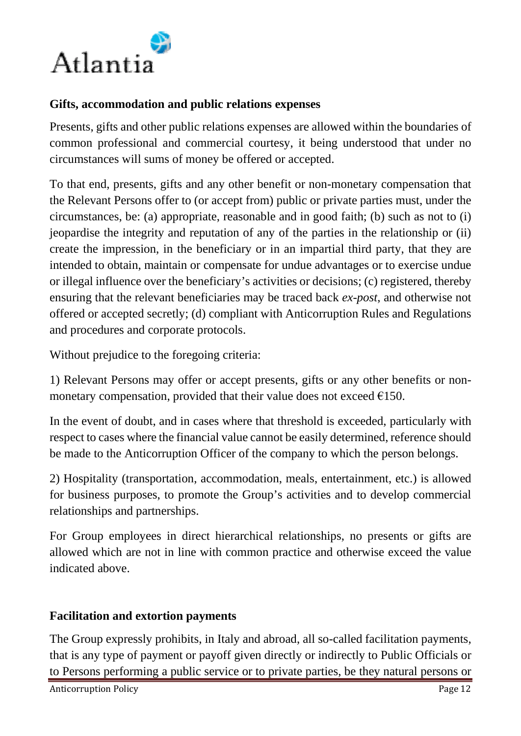**Gifts, accommodation and public relations expenses**

Presents, gifts and other public relations expenses are allowed within the boundaries of common professional and commercial courtesy, it being understood that under no circumstances will sums of money be offered or accepted.

To that end, presents, gifts and any other benefit or non-monetary compensation that the Relevant Persons offer to (or accept from) public or private parties must, under the circumstances, be: (a) appropriate, reasonable and in good faith; (b) such as not to (i) jeopardise the integrity and reputation of any of the parties in the relationship or (ii) create the impression, in the beneficiary or in an impartial third party, that they are intended to obtain, maintain or compensate for undue advantages or to exercise undue or illegal influence over the beneficiary's activities or decisions; (c) registered, thereby ensuring that the relevant beneficiaries may be traced back *ex-post*, and otherwise not offered or accepted secretly; (d) compliant with Anticorruption Rules and Regulations and procedures and corporate protocols.

Without prejudice to the foregoing criteria:

1) Relevant Persons may offer or accept presents, gifts or any other benefits or non-monetary compensation, provided that their value does not exceed €150.

In the event of doubt, and in cases where that threshold is exceeded, particularly with respect to cases where the financial value cannot be easily determined, reference should be made to the Anticorruption Officer of the company to which the person belongs.

2) Hospitality (transportation, accommodation, meals, entertainment, etc.) is allowed for business purposes, to promote the Group's activities and to develop commercial relationships and partnerships.

For Group employees in direct hierarchical relationships, no presents or gifts are allowed which are not in line with common practice and otherwise exceed the value indicated above.

**Facilitation and extortion payments**

The Group expressly prohibits, in Italy and abroad, all so-called facilitation payments, that is any type of payment or payoff given directly or indirectly to Public Officials or to Persons performing a public service or to private parties, be they natural persons or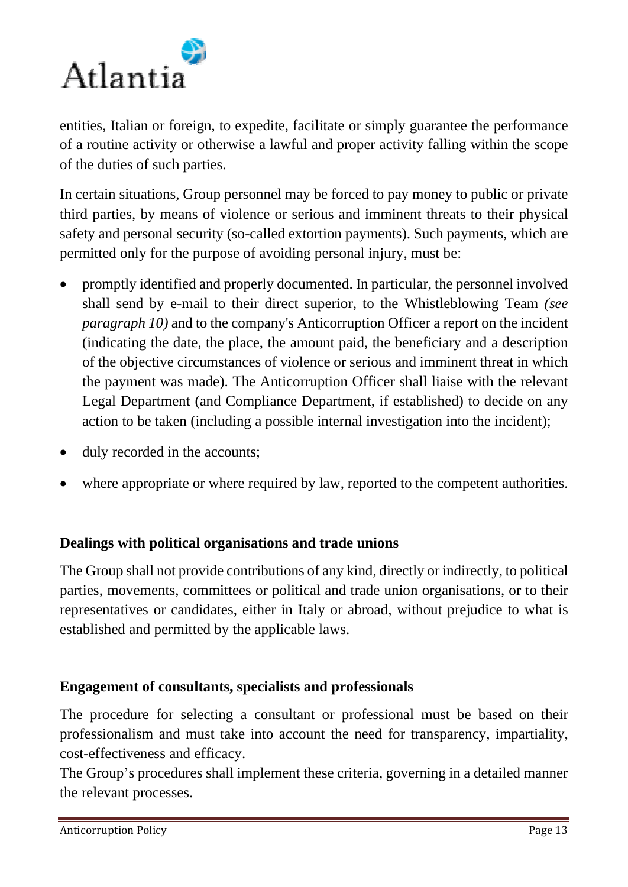entities, Italian or foreign, to expedite, facilitate or simply guarantee the performance of a routine activity or otherwise a lawful and proper activity falling within the scope of the duties of such parties.

In certain situations, Group personnel may be forced to pay money to public or private third parties, by means of violence or serious and imminent threats to their physical safety and personal security (so-called extortion payments). Such payments, which are permitted only for the purpose of avoiding personal injury, must be:

- promptly identified and properly documented. In particular, the personnel involved shall send by e-mail to their direct superior, to the Whistleblowing Team *(see paragraph 10)* and to the company's Anticorruption Officer a report on the incident (indicating the date, the place, the amount paid, the beneficiary and a description of the objective circumstances of violence or serious and imminent threat in which the payment was made). The Anticorruption Officer shall liaise with the relevant Legal Department (and Compliance Department, if established) to decide on any action to be taken (including a possible internal investigation into the incident);
- duly recorded in the accounts;
- where appropriate or where required by law, reported to the competent authorities.

**Dealings with political organisations and trade unions**

The Group shall not provide contributions of any kind, directly or indirectly, to political parties, movements, committees or political and trade union organisations, or to their representatives or candidates, either in Italy or abroad, without prejudice to what is established and permitted by the applicable laws.

**Engagement of consultants, specialists and professionals**

The procedure for selecting a consultant or professional must be based on their professionalism and must take into account the need for transparency, impartiality, cost-effectiveness and efficacy.

The Group's procedures shall implement these criteria, governing in a detailed manner the relevant processes.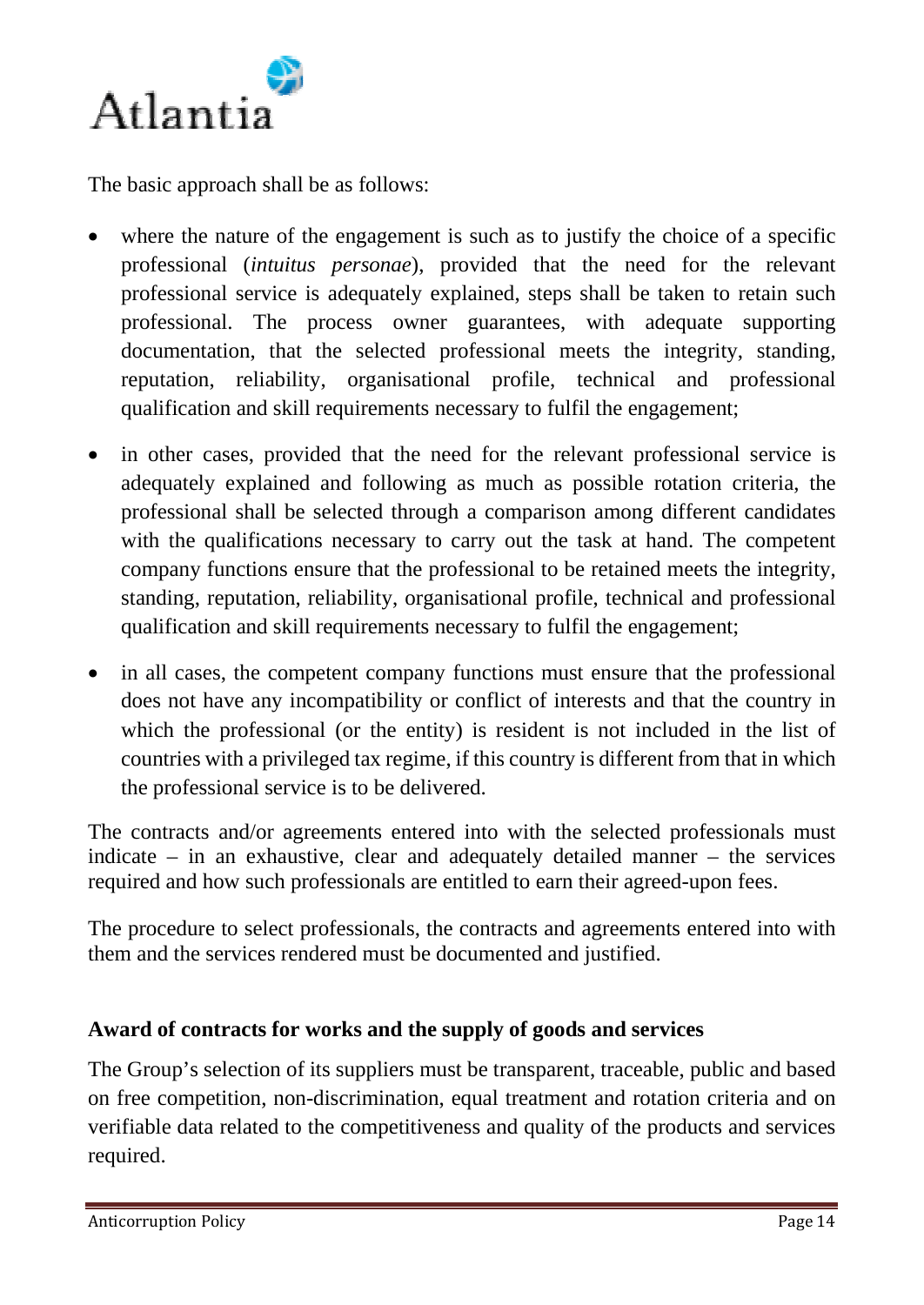The basic approach shall be as follows:

- where the nature of the engagement is such as to justify the choice of a specific professional (*intuitus personae*), provided that the need for the relevant professional service is adequately explained, steps shall be taken to retain such professional. The process owner guarantees, with adequate supporting documentation, that the selected professional meets the integrity, standing, reputation, reliability, organisational profile, technical and professional qualification and skill requirements necessary to fulfil the engagement;
- in other cases, provided that the need for the relevant professional service is adequately explained and following as much as possible rotation criteria, the professional shall be selected through a comparison among different candidates with the qualifications necessary to carry out the task at hand. The competent company functions ensure that the professional to be retained meets the integrity, standing, reputation, reliability, organisational profile, technical and professional qualification and skill requirements necessary to fulfil the engagement;
- in all cases, the competent company functions must ensure that the professional does not have any incompatibility or conflict of interests and that the country in which the professional (or the entity) is resident is not included in the list of countries with a privileged tax regime, if this country is different from that in which the professional service is to be delivered.

The contracts and/or agreements entered into with the selected professionals must indicate – in an exhaustive, clear and adequately detailed manner – the services required and how such professionals are entitled to earn their agreed-upon fees.

The procedure to select professionals, the contracts and agreements entered into with them and the services rendered must be documented and justified.

**Award of contracts for works and the supply of goods and services**

The Group's selection of its suppliers must be transparent, traceable, public and based on free competition, non-discrimination, equal treatment and rotation criteria and on verifiable data related to the competitiveness and quality of the products and services required.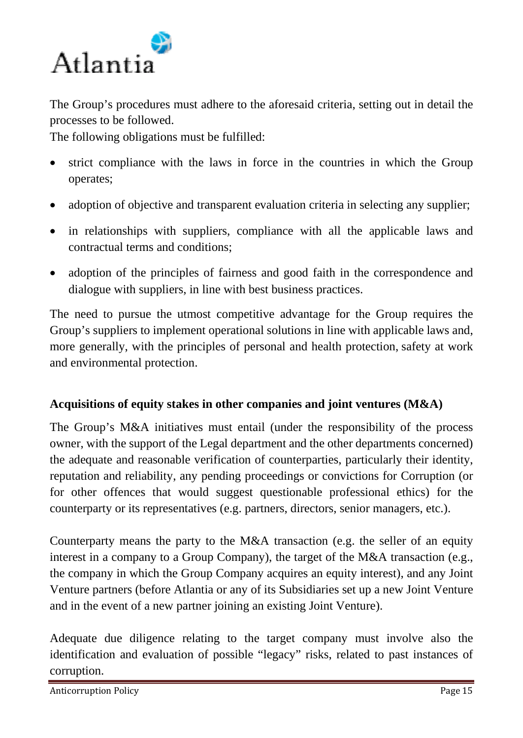The Group's procedures must adhere to the aforesaid criteria, setting out in detail the processes to be followed.

The following obligations must be fulfilled:

- strict compliance with the laws in force in the countries in which the Group operates;
- adoption of objective and transparent evaluation criteria in selecting any supplier;
- in relationships with suppliers, compliance with all the applicable laws and contractual terms and conditions;
- adoption of the principles of fairness and good faith in the correspondence and dialogue with suppliers, in line with best business practices.

The need to pursue the utmost competitive advantage for the Group requires the Group's suppliers to implement operational solutions in line with applicable laws and, more generally, with the principles of personal and health protection, safety at work and environmental protection.

**Acquisitions of equity stakes in other companies and joint ventures (M&A)**

The Group's M&A initiatives must entail (under the responsibility of the process owner, with the support of the Legal department and the other departments concerned) the adequate and reasonable verification of counterparties, particularly their identity, reputation and reliability, any pending proceedings or convictions for Corruption (or for other offences that would suggest questionable professional ethics) for the counterparty or its representatives (e.g. partners, directors, senior managers, etc.).

Counterparty means the party to the M&A transaction (e.g. the seller of an equity interest in a company to a Group Company), the target of the M&A transaction (e.g., the company in which the Group Company acquires an equity interest), and any Joint Venture partners (before Atlantia or any of its Subsidiaries set up a new Joint Venture and in the event of a new partner joining an existing Joint Venture).

Adequate due diligence relating to the target company must involve also the identification and evaluation of possible "legacy" risks, related to past instances of corruption.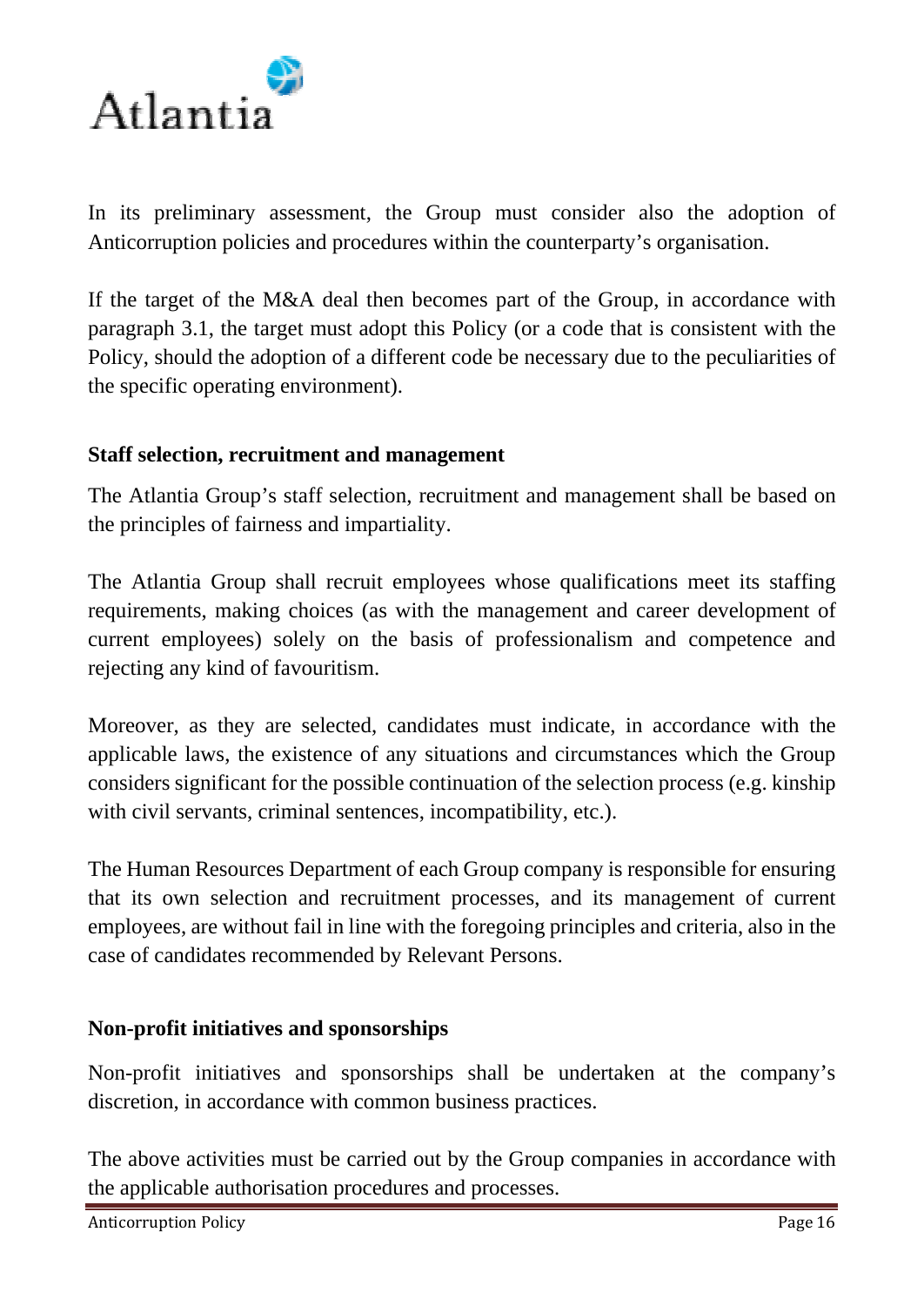In its preliminary assessment, the Group must consider also the adoption of Anticorruption policies and procedures within the counterparty's organisation.

If the target of the M&A deal then becomes part of the Group, in accordance with paragraph 3.1, the target must adopt this Policy (or a code that is consistent with the Policy, should the adoption of a different code be necessary due to the peculiarities of the specific operating environment).

**Staff selection, recruitment and management**

The Atlantia Group's staff selection, recruitment and management shall be based on the principles of fairness and impartiality.

The Atlantia Group shall recruit employees whose qualifications meet its staffing requirements, making choices (as with the management and career development of current employees) solely on the basis of professionalism and competence and rejecting any kind of favouritism.

Moreover, as they are selected, candidates must indicate, in accordance with the applicable laws, the existence of any situations and circumstances which the Group considers significant for the possible continuation of the selection process (e.g. kinship with civil servants, criminal sentences, incompatibility, etc.).

The Human Resources Department of each Group company is responsible for ensuring that its own selection and recruitment processes, and its management of current employees, are without fail in line with the foregoing principles and criteria, also in the case of candidates recommended by Relevant Persons.

**Non-profit initiatives and sponsorships**

Non-profit initiatives and sponsorships shall be undertaken at the company's discretion, in accordance with common business practices.

The above activities must be carried out by the Group companies in accordance with the applicable authorisation procedures and processes.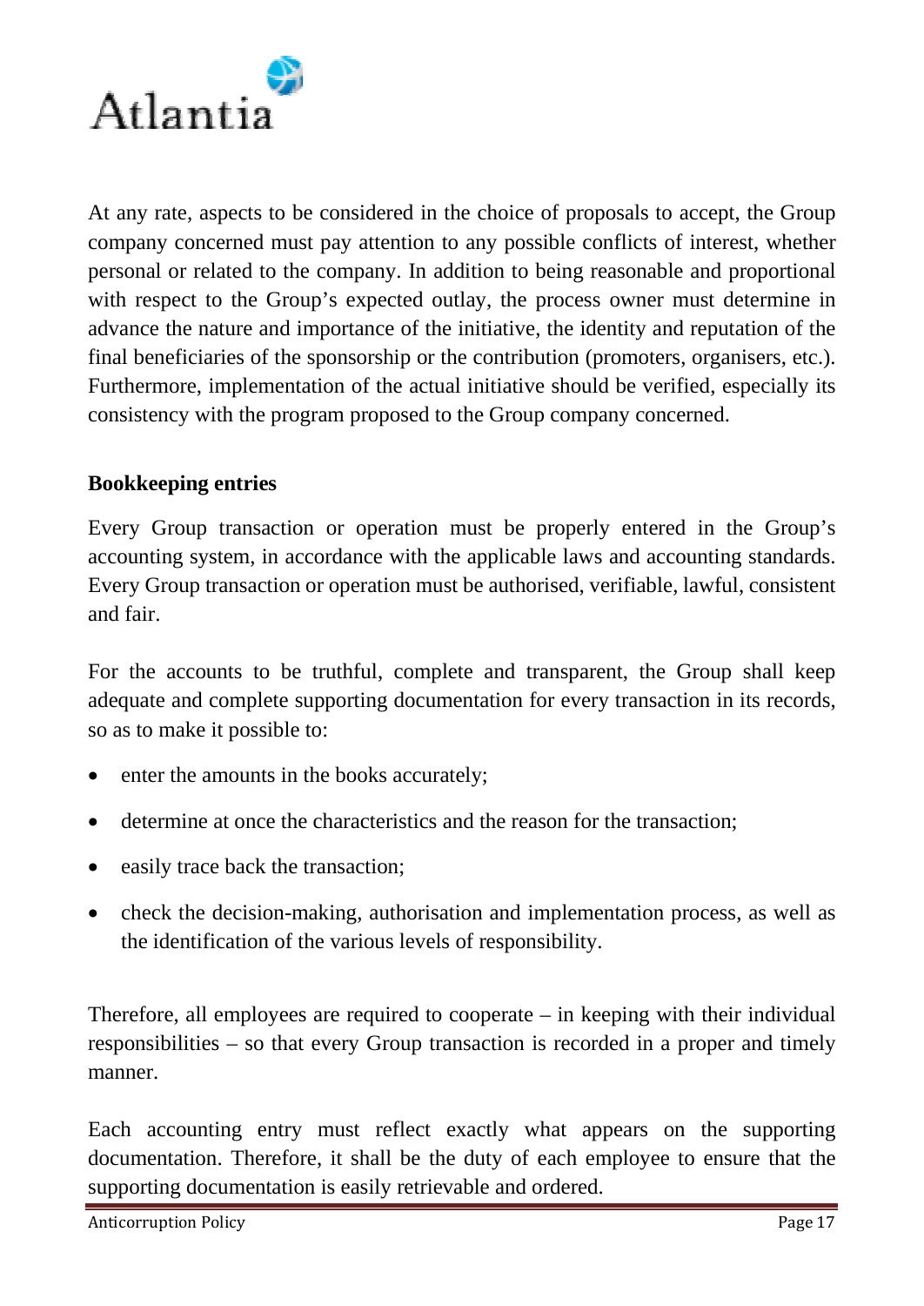At any rate, aspects to be considered in the choice of proposals to accept, the Group company concerned must pay attention to any possible conflicts of interest, whether personal or related to the company. In addition to being reasonable and proportional with respect to the Group's expected outlay, the process owner must determine in advance the nature and importance of the initiative, the identity and reputation of the final beneficiaries of the sponsorship or the contribution (promoters, organisers, etc.). Furthermore, implementation of the actual initiative should be verified, especially its consistency with the program proposed to the Group company concerned.

**Bookkeeping entries**

Every Group transaction or operation must be properly entered in the Group's accounting system, in accordance with the applicable laws and accounting standards. Every Group transaction or operation must be authorised, verifiable, lawful, consistent and fair.

For the accounts to be truthful, complete and transparent, the Group shall keep adequate and complete supporting documentation for every transaction in its records, so as to make it possible to:

- enter the amounts in the books accurately;
- determine at once the characteristics and the reason for the transaction;
- easily trace back the transaction;
- check the decision-making, authorisation and implementation process, as well as the identification of the various levels of responsibility.

Therefore, all employees are required to cooperate – in keeping with their individual responsibilities – so that every Group transaction is recorded in a proper and timely manner.

Each accounting entry must reflect exactly what appears on the supporting documentation. Therefore, it shall be the duty of each employee to ensure that the supporting documentation is easily retrievable and ordered.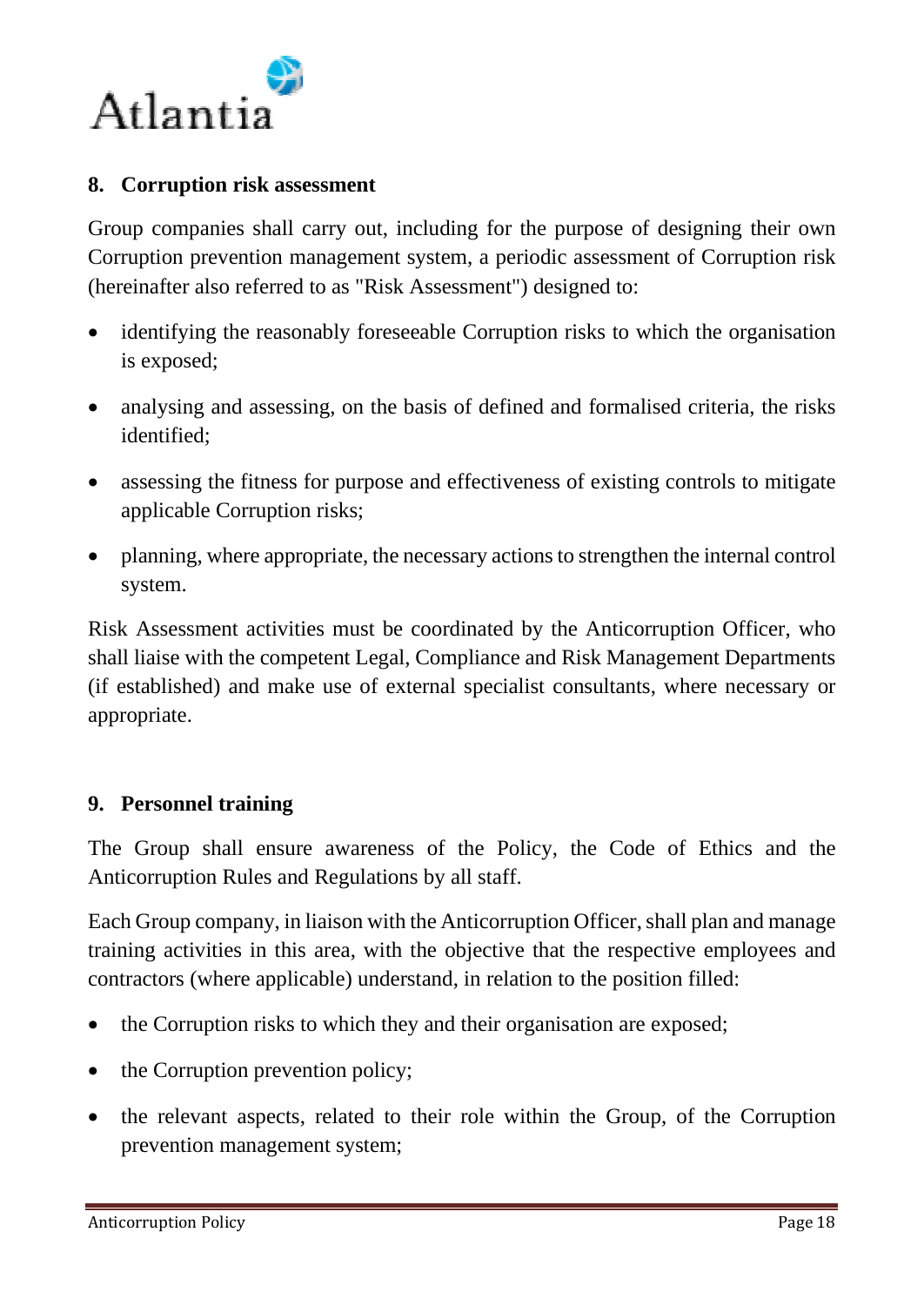## 8. Corruption risk assessment

Group companies shall carry out, including for the purpose of designing their own Corruption prevention management system, a periodic assessment of Corruption risk (hereinafter also referred to as "Risk Assessment") designed to:

- identifying the reasonably foreseeable Corruption risks to which the organisation is exposed;
- analysing and assessing, on the basis of defined and formalised criteria, the risks identified;
- assessing the fitness for purpose and effectiveness of existing controls to mitigate applicable Corruption risks;
- planning, where appropriate, the necessary actions to strengthen the internal control system.

Risk Assessment activities must be coordinated by the Anticorruption Officer, who shall liaise with the competent Legal, Compliance and Risk Management Departments (if established) and make use of external specialist consultants, where necessary or appropriate.

## 9. Personnel training

The Group shall ensure awareness of the Policy, the Code of Ethics and the Anticorruption Rules and Regulations by all staff.

Each Group company, in liaison with the Anticorruption Officer, shall plan and manage training activities in this area, with the objective that the respective employees and contractors (where applicable) understand, in relation to the position filled:

- the Corruption risks to which they and their organisation are exposed;
- the Corruption prevention policy;
- the relevant aspects, related to their role within the Group, of the Corruption prevention management system;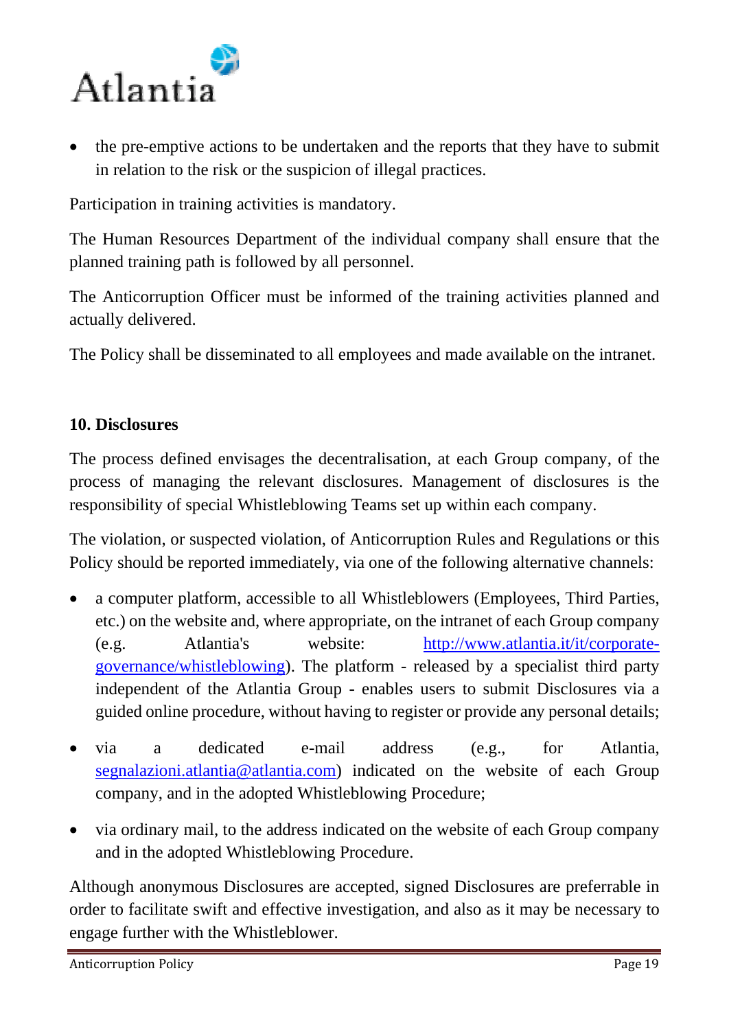- the pre-emptive actions to be undertaken and the reports that they have to submit in relation to the risk or the suspicion of illegal practices.

Participation in training activities is mandatory.

The Human Resources Department of the individual company shall ensure that the planned training path is followed by all personnel.

The Anticorruption Officer must be informed of the training activities planned and actually delivered.

The Policy shall be disseminated to all employees and made available on the intranet.

## 10. Disclosures

The process defined envisages the decentralisation, at each Group company, of the process of managing the relevant disclosures. Management of disclosures is the responsibility of special Whistleblowing Teams set up within each company.

The violation, or suspected violation, of Anticorruption Rules and Regulations or this Policy should be reported immediately, via one of the following alternative channels:

- a computer platform, accessible to all Whistleblowers (Employees, Third Parties, etc.) on the website and, where appropriate, on the intranet of each Group company (e.g. Atlantia's website: [http://www.atlantia.it/it/corporate-governance/whistleblowing](http://www.atlantia.it/it/corporate-governance/whistleblowing)). The platform - released by a specialist third party independent of the Atlantia Group - enables users to submit Disclosures via a guided online procedure, without having to register or provide any personal details;
- via a dedicated e-mail address (e.g., for Atlantia, [segnalazioni.atlantia@atlantia.com](mailto:segnalazioni.atlantia@atlantia.com)) indicated on the website of each Group company, and in the adopted Whistleblowing Procedure;
- via ordinary mail, to the address indicated on the website of each Group company and in the adopted Whistleblowing Procedure.

Although anonymous Disclosures are accepted, signed Disclosures are preferrable in order to facilitate swift and effective investigation, and also as it may be necessary to engage further with the Whistleblower.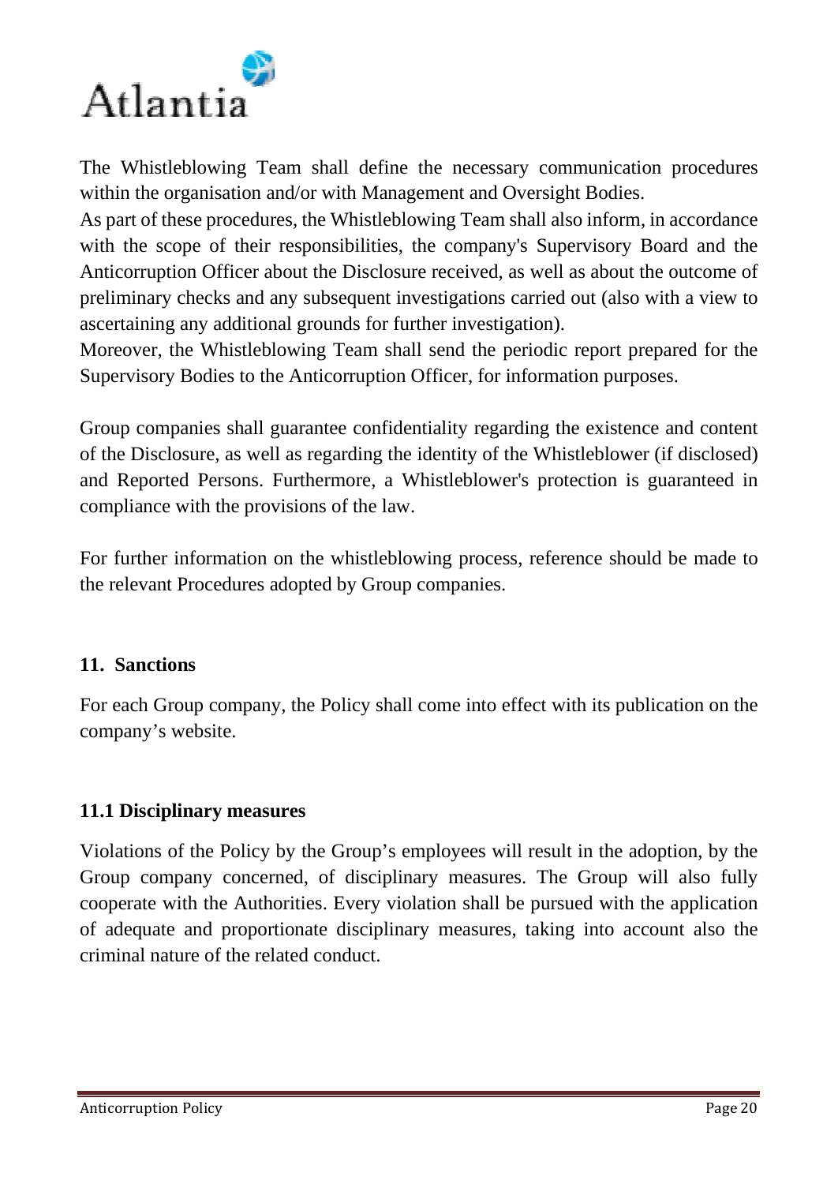The Whistleblowing Team shall define the necessary communication procedures within the organisation and/or with Management and Oversight Bodies.

As part of these procedures, the Whistleblowing Team shall also inform, in accordance with the scope of their responsibilities, the company's Supervisory Board and the Anticorruption Officer about the Disclosure received, as well as about the outcome of preliminary checks and any subsequent investigations carried out (also with a view to ascertaining any additional grounds for further investigation).

Moreover, the Whistleblowing Team shall send the periodic report prepared for the Supervisory Bodies to the Anticorruption Officer, for information purposes.

Group companies shall guarantee confidentiality regarding the existence and content of the Disclosure, as well as regarding the identity of the Whistleblower (if disclosed) and Reported Persons. Furthermore, a Whistleblower's protection is guaranteed in compliance with the provisions of the law.

For further information on the whistleblowing process, reference should be made to the relevant Procedures adopted by Group companies.

## 11. Sanctions

For each Group company, the Policy shall come into effect with its publication on the company's website.

### 11.1 Disciplinary measures

Violations of the Policy by the Group's employees will result in the adoption, by the Group company concerned, of disciplinary measures. The Group will also fully cooperate with the Authorities. Every violation shall be pursued with the application of adequate and proportionate disciplinary measures, taking into account also the criminal nature of the related conduct.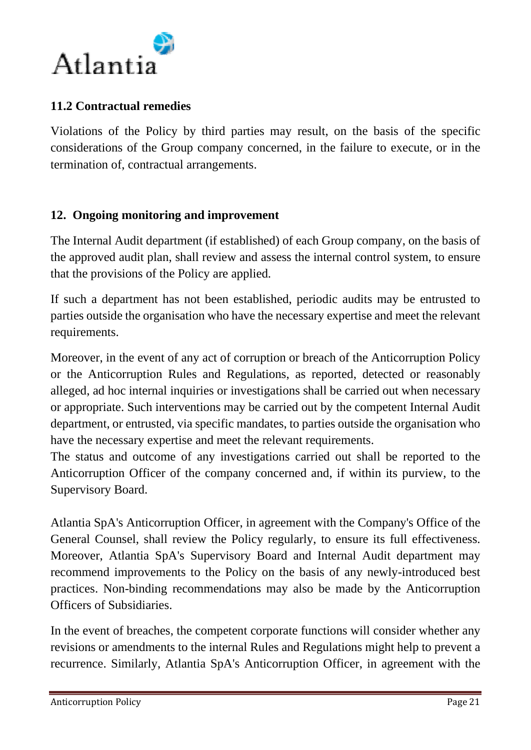### 11.2 Contractual remedies

Violations of the Policy by third parties may result, on the basis of the specific considerations of the Group company concerned, in the failure to execute, or in the termination of, contractual arrangements.

## 12. Ongoing monitoring and improvement

The Internal Audit department (if established) of each Group company, on the basis of the approved audit plan, shall review and assess the internal control system, to ensure that the provisions of the Policy are applied.

If such a department has not been established, periodic audits may be entrusted to parties outside the organisation who have the necessary expertise and meet the relevant requirements.

Moreover, in the event of any act of corruption or breach of the Anticorruption Policy or the Anticorruption Rules and Regulations, as reported, detected or reasonably alleged, ad hoc internal inquiries or investigations shall be carried out when necessary or appropriate. Such interventions may be carried out by the competent Internal Audit department, or entrusted, via specific mandates, to parties outside the organisation who have the necessary expertise and meet the relevant requirements.

The status and outcome of any investigations carried out shall be reported to the Anticorruption Officer of the company concerned and, if within its purview, to the Supervisory Board.

Atlantia SpA's Anticorruption Officer, in agreement with the Company's Office of the General Counsel, shall review the Policy regularly, to ensure its full effectiveness. Moreover, Atlantia SpA's Supervisory Board and Internal Audit department may recommend improvements to the Policy on the basis of any newly-introduced best practices. Non-binding recommendations may also be made by the Anticorruption Officers of Subsidiaries.

In the event of breaches, the competent corporate functions will consider whether any revisions or amendments to the internal Rules and Regulations might help to prevent a recurrence. Similarly, Atlantia SpA's Anticorruption Officer, in agreement with the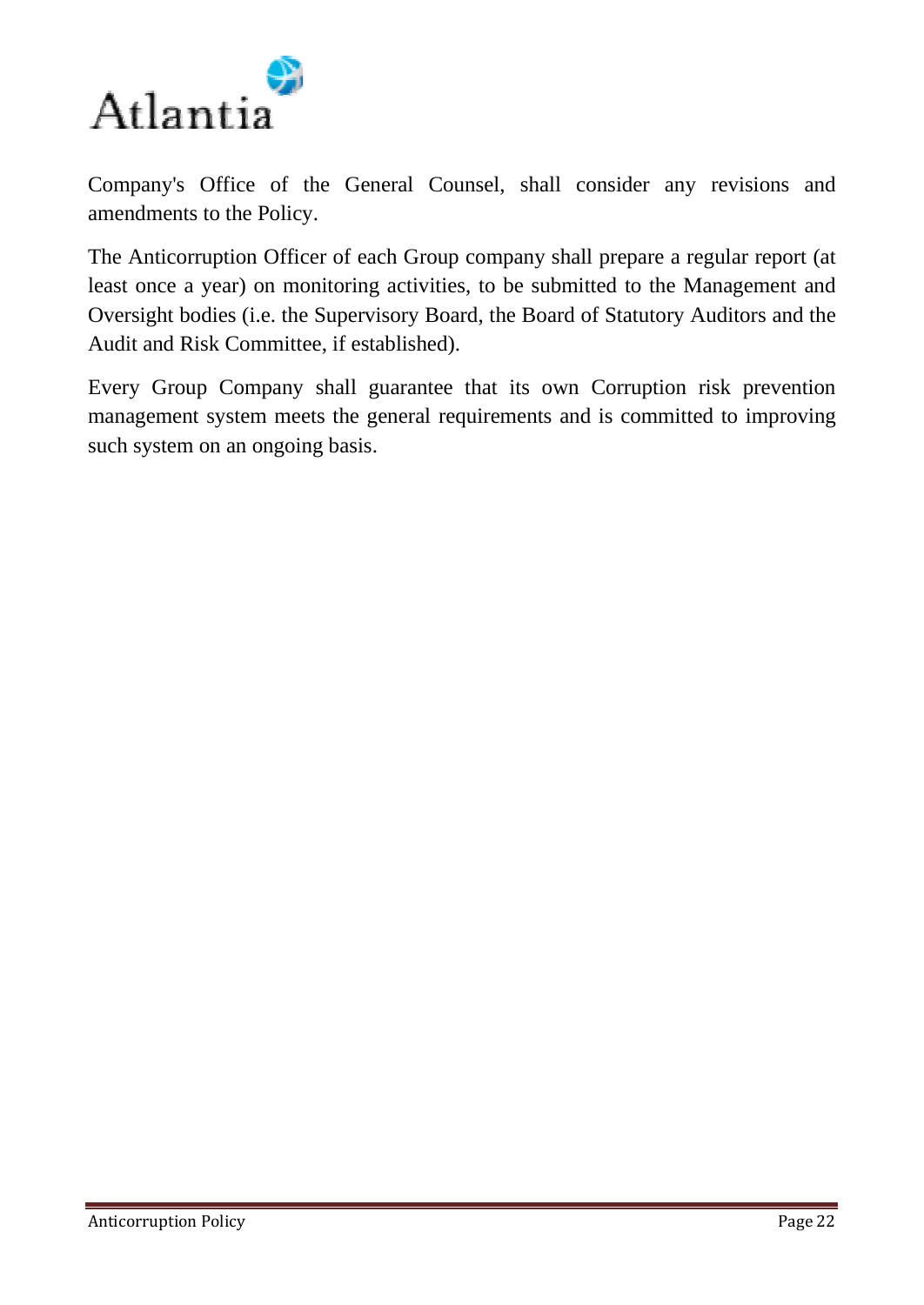Company's Office of the General Counsel, shall consider any revisions and amendments to the Policy.

The Anticorruption Officer of each Group company shall prepare a regular report (at least once a year) on monitoring activities, to be submitted to the Management and Oversight bodies (i.e. the Supervisory Board, the Board of Statutory Auditors and the Audit and Risk Committee, if established).

Every Group Company shall guarantee that its own Corruption risk prevention management system meets the general requirements and is committed to improving such system on an ongoing basis.